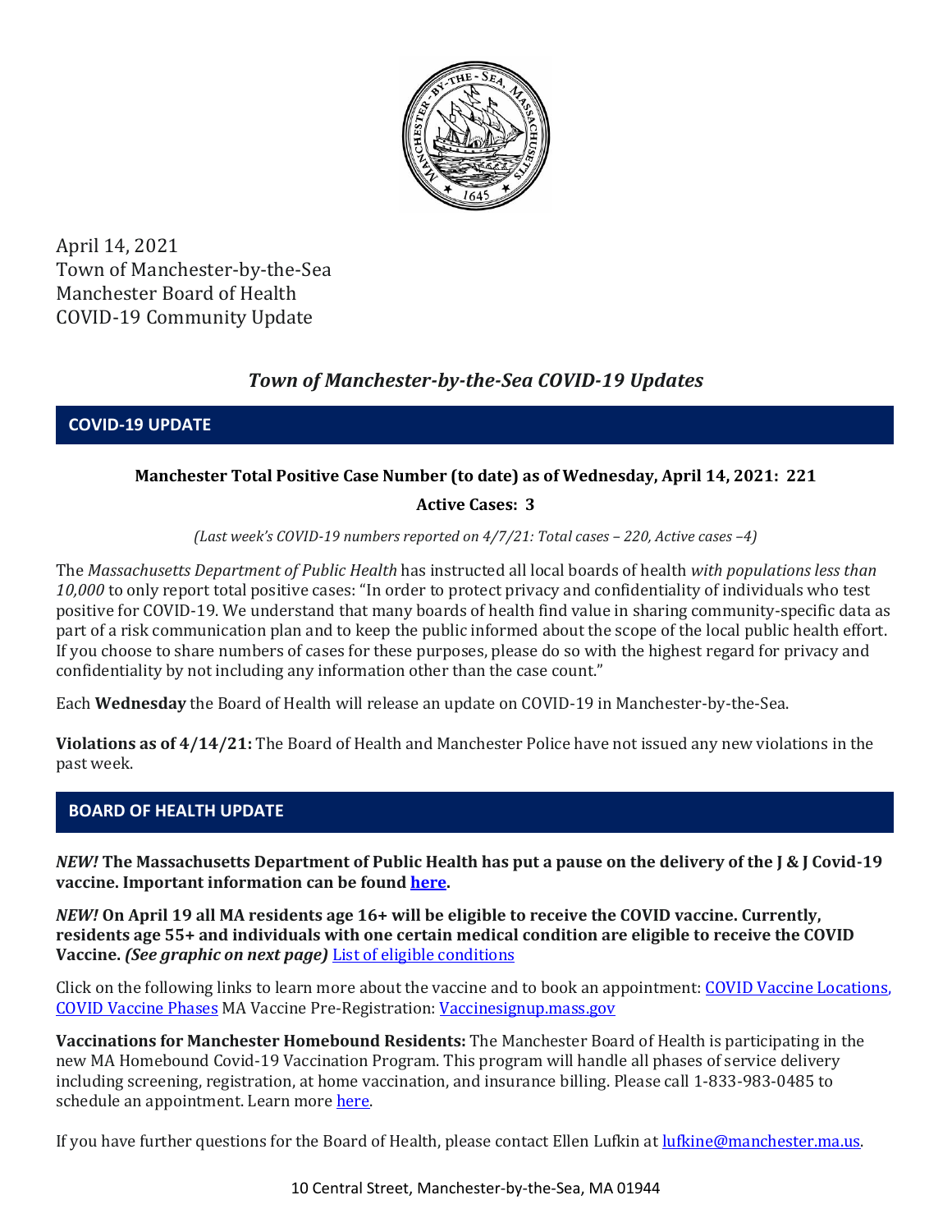April 14, 2021
Town of Manchester-by-the-Sea
Manchester Board of Health
COVID-19 Community Update

## *Town of Manchester-by-the-Sea COVID-19 Updates*

## COVID-19 UPDATE

**Manchester Total Positive Case Number (to date) as of Wednesday, April 14, 2021: 221**

**Active Cases: 3**

*(Last week's COVID-19 numbers reported on 4/7/21: Total cases – 220, Active cases –4)*

The *Massachusetts Department of Public Health* has instructed all local boards of health *with populations less than 10,000* to only report total positive cases: "In order to protect privacy and confidentiality of individuals who test positive for COVID-19. We understand that many boards of health find value in sharing community-specific data as part of a risk communication plan and to keep the public informed about the scope of the local public health effort. If you choose to share numbers of cases for these purposes, please do so with the highest regard for privacy and confidentiality by not including any information other than the case count."

Each **Wednesday** the Board of Health will release an update on COVID-19 in Manchester-by-the-Sea.

**Violations as of 4/14/21:** The Board of Health and Manchester Police have not issued any new violations in the past week.

## BOARD OF HEALTH UPDATE

***NEW!*** **The Massachusetts Department of Public Health has put a pause on the delivery of the J & J Covid-19 vaccine. Important information can be found here.**

***NEW!*** **On April 19 all MA residents age 16+ will be eligible to receive the COVID vaccine. Currently, residents age 55+ and individuals with one certain medical condition are eligible to receive the COVID Vaccine.** ***(See graphic on next page)*** List of eligible conditions

Click on the following links to learn more about the vaccine and to book an appointment: COVID Vaccine Locations, COVID Vaccine Phases MA Vaccine Pre-Registration: Vaccinesignup.mass.gov

**Vaccinations for Manchester Homebound Residents:** The Manchester Board of Health is participating in the new MA Homebound Covid-19 Vaccination Program. This program will handle all phases of service delivery including screening, registration, at home vaccination, and insurance billing. Please call 1-833-983-0485 to schedule an appointment. Learn more here.

If you have further questions for the Board of Health, please contact Ellen Lufkin at lufkine@manchester.ma.us.

10 Central Street, Manchester-by-the-Sea, MA 01944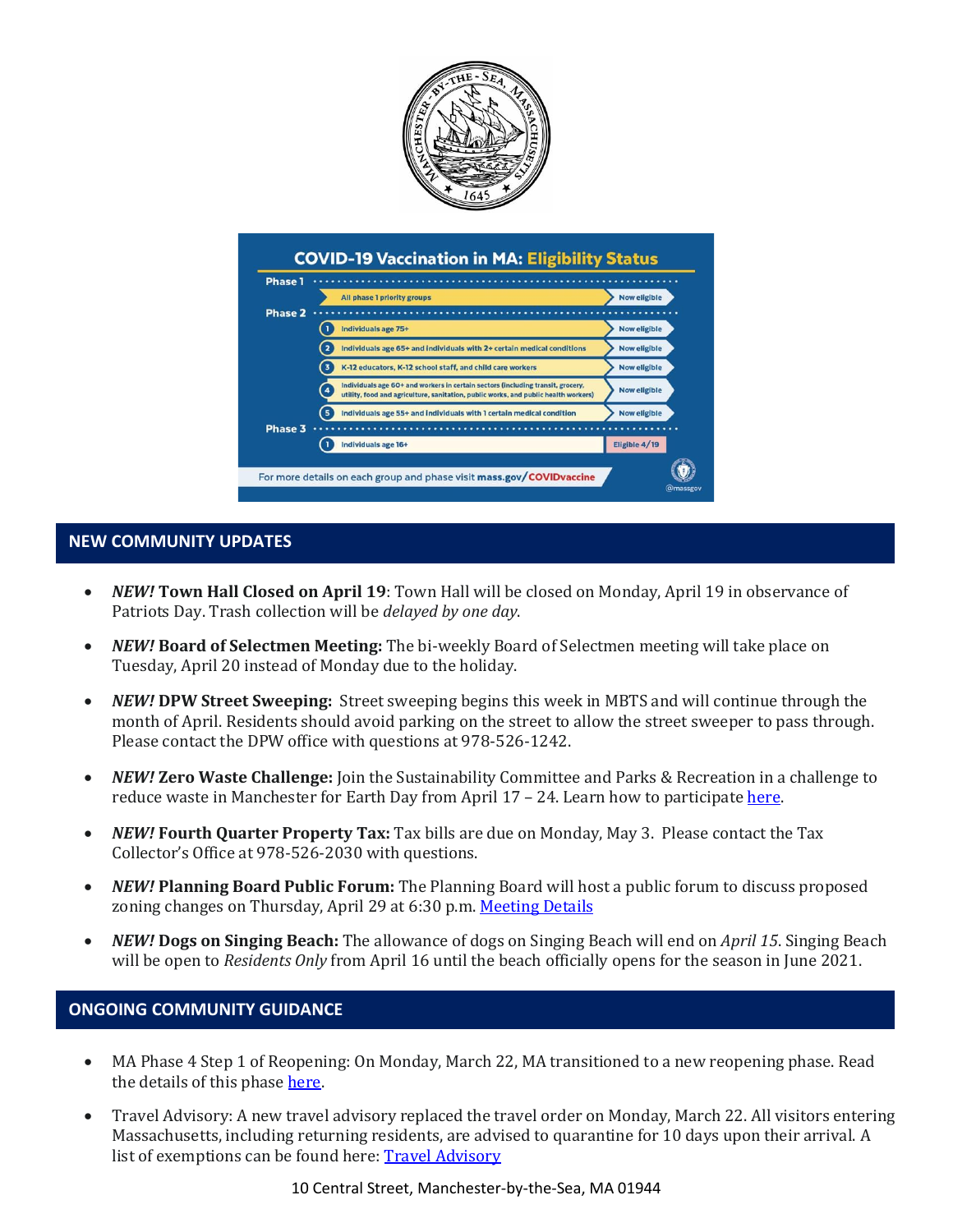## NEW COMMUNITY UPDATES

- ***NEW!* Town Hall Closed on April 19**: Town Hall will be closed on Monday, April 19 in observance of Patriots Day. Trash collection will be *delayed by one day*.
- ***NEW!* Board of Selectmen Meeting:** The bi-weekly Board of Selectmen meeting will take place on Tuesday, April 20 instead of Monday due to the holiday.
- ***NEW!* DPW Street Sweeping:** Street sweeping begins this week in MBTS and will continue through the month of April. Residents should avoid parking on the street to allow the street sweeper to pass through. Please contact the DPW office with questions at 978-526-1242.
- ***NEW!* Zero Waste Challenge:** Join the Sustainability Committee and Parks & Recreation in a challenge to reduce waste in Manchester for Earth Day from April 17 – 24. Learn how to participate here.
- ***NEW!* Fourth Quarter Property Tax:** Tax bills are due on Monday, May 3. Please contact the Tax Collector's Office at 978-526-2030 with questions.
- ***NEW!* Planning Board Public Forum:** The Planning Board will host a public forum to discuss proposed zoning changes on Thursday, April 29 at 6:30 p.m. Meeting Details
- ***NEW!* Dogs on Singing Beach:** The allowance of dogs on Singing Beach will end on *April 15*. Singing Beach will be open to *Residents Only* from April 16 until the beach officially opens for the season in June 2021.

## ONGOING COMMUNITY GUIDANCE

- MA Phase 4 Step 1 of Reopening: On Monday, March 22, MA transitioned to a new reopening phase. Read the details of this phase here.
- Travel Advisory: A new travel advisory replaced the travel order on Monday, March 22. All visitors entering Massachusetts, including returning residents, are advised to quarantine for 10 days upon their arrival. A list of exemptions can be found here: Travel Advisory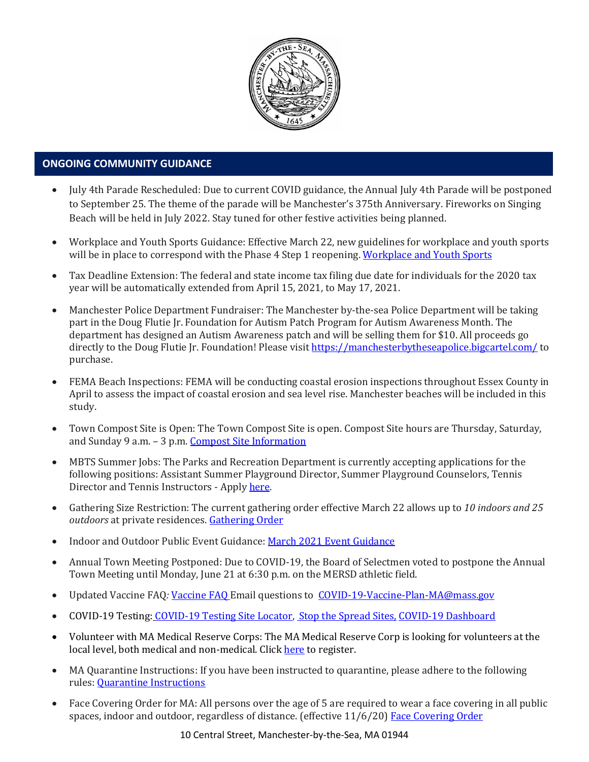## ONGOING COMMUNITY GUIDANCE

- July 4th Parade Rescheduled: Due to current COVID guidance, the Annual July 4th Parade will be postponed to September 25. The theme of the parade will be Manchester's 375th Anniversary. Fireworks on Singing Beach will be held in July 2022. Stay tuned for other festive activities being planned.

- Workplace and Youth Sports Guidance: Effective March 22, new guidelines for workplace and youth sports will be in place to correspond with the Phase 4 Step 1 reopening. Workplace and Youth Sports

- Tax Deadline Extension: The federal and state income tax filing due date for individuals for the 2020 tax year will be automatically extended from April 15, 2021, to May 17, 2021.

- Manchester Police Department Fundraiser: The Manchester by-the-sea Police Department will be taking part in the Doug Flutie Jr. Foundation for Autism Patch Program for Autism Awareness Month. The department has designed an Autism Awareness patch and will be selling them for $10. All proceeds go directly to the Doug Flutie Jr. Foundation! Please visit https://manchesterbytheseapolice.bigcartel.com/ to purchase.

- FEMA Beach Inspections: FEMA will be conducting coastal erosion inspections throughout Essex County in April to assess the impact of coastal erosion and sea level rise. Manchester beaches will be included in this study.

- Town Compost Site is Open: The Town Compost Site is open. Compost Site hours are Thursday, Saturday, and Sunday 9 a.m. – 3 p.m. Compost Site Information

- MBTS Summer Jobs: The Parks and Recreation Department is currently accepting applications for the following positions: Assistant Summer Playground Director, Summer Playground Counselors, Tennis Director and Tennis Instructors - Apply here.

- Gathering Size Restriction: The current gathering order effective March 22 allows up to *10 indoors and 25 outdoors* at private residences. Gathering Order

- Indoor and Outdoor Public Event Guidance: March 2021 Event Guidance

- Annual Town Meeting Postponed: Due to COVID-19, the Board of Selectmen voted to postpone the Annual Town Meeting until Monday, June 21 at 6:30 p.m. on the MERSD athletic field.

- Updated Vaccine FAQ*:* Vaccine FAQ Email questions to COVID-19-Vaccine-Plan-MA@mass.gov

- COVID-19 Testing: COVID-19 Testing Site Locator, Stop the Spread Sites, COVID-19 Dashboard

- Volunteer with MA Medical Reserve Corps: The MA Medical Reserve Corp is looking for volunteers at the local level, both medical and non-medical. Click here to register.

- MA Quarantine Instructions: If you have been instructed to quarantine, please adhere to the following rules: Quarantine Instructions

- Face Covering Order for MA: All persons over the age of 5 are required to wear a face covering in all public spaces, indoor and outdoor, regardless of distance. (effective 11/6/20) Face Covering Order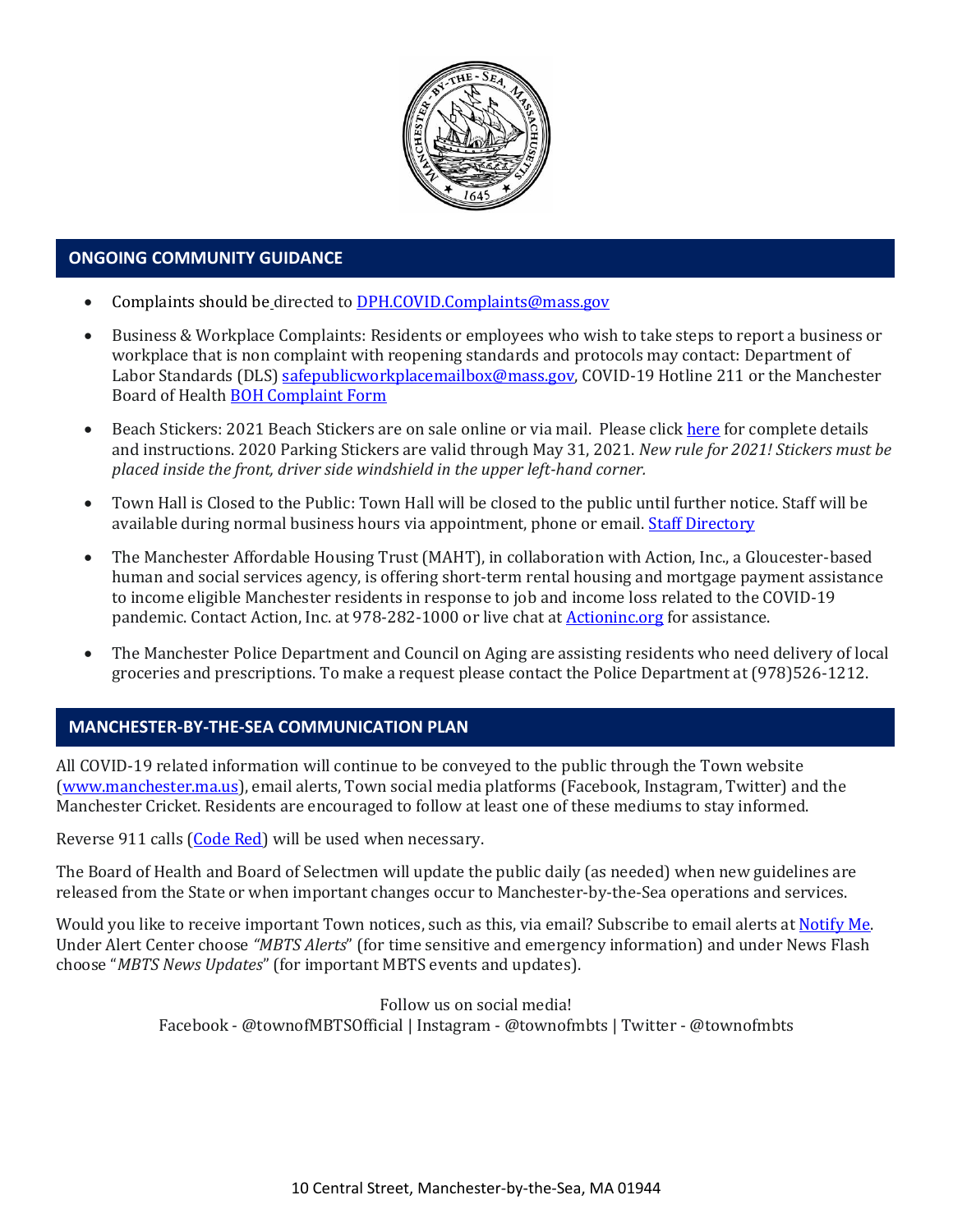## ONGOING COMMUNITY GUIDANCE

- Complaints should be directed to DPH.COVID.Complaints@mass.gov
- Business & Workplace Complaints: Residents or employees who wish to take steps to report a business or workplace that is non complaint with reopening standards and protocols may contact: Department of Labor Standards (DLS) safepublicworkplacemailbox@mass.gov, COVID-19 Hotline 211 or the Manchester Board of Health BOH Complaint Form
- Beach Stickers: 2021 Beach Stickers are on sale online or via mail. Please click here for complete details and instructions. 2020 Parking Stickers are valid through May 31, 2021. *New rule for 2021! Stickers must be placed inside the front, driver side windshield in the upper left-hand corner.*
- Town Hall is Closed to the Public: Town Hall will be closed to the public until further notice. Staff will be available during normal business hours via appointment, phone or email. Staff Directory
- The Manchester Affordable Housing Trust (MAHT), in collaboration with Action, Inc., a Gloucester-based human and social services agency, is offering short-term rental housing and mortgage payment assistance to income eligible Manchester residents in response to job and income loss related to the COVID-19 pandemic. Contact Action, Inc. at 978-282-1000 or live chat at Actioninc.org for assistance.
- The Manchester Police Department and Council on Aging are assisting residents who need delivery of local groceries and prescriptions. To make a request please contact the Police Department at (978)526-1212.

## MANCHESTER-BY-THE-SEA COMMUNICATION PLAN

All COVID-19 related information will continue to be conveyed to the public through the Town website (www.manchester.ma.us), email alerts, Town social media platforms (Facebook, Instagram, Twitter) and the Manchester Cricket. Residents are encouraged to follow at least one of these mediums to stay informed.

Reverse 911 calls (Code Red) will be used when necessary.

The Board of Health and Board of Selectmen will update the public daily (as needed) when new guidelines are released from the State or when important changes occur to Manchester-by-the-Sea operations and services.

Would you like to receive important Town notices, such as this, via email? Subscribe to email alerts at Notify Me. Under Alert Center choose *"MBTS Alerts*" (for time sensitive and emergency information) and under News Flash choose "*MBTS News Updates*" (for important MBTS events and updates).

Follow us on social media!
Facebook - @townofMBTSOfficial | Instagram - @townofmbts | Twitter - @townofmbts

10 Central Street, Manchester-by-the-Sea, MA 01944